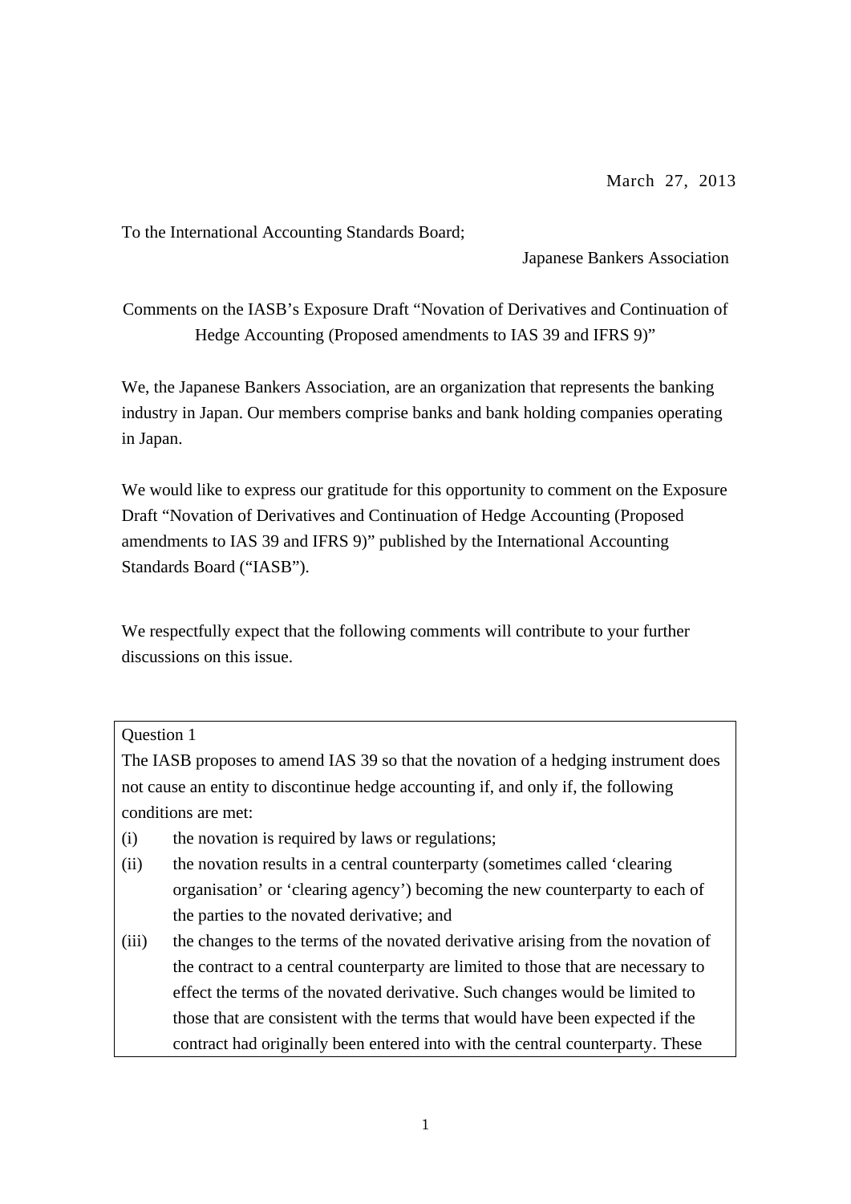March 27, 2013

To the International Accounting Standards Board;

Japanese Bankers Association

Comments on the IASB's Exposure Draft "Novation of Derivatives and Continuation of Hedge Accounting (Proposed amendments to IAS 39 and IFRS 9)"

We, the Japanese Bankers Association, are an organization that represents the banking industry in Japan. Our members comprise banks and bank holding companies operating in Japan.

We would like to express our gratitude for this opportunity to comment on the Exposure Draft "Novation of Derivatives and Continuation of Hedge Accounting (Proposed amendments to IAS 39 and IFRS 9)" published by the International Accounting Standards Board ("IASB").

We respectfully expect that the following comments will contribute to your further discussions on this issue.

> Question 1
>
> The IASB proposes to amend IAS 39 so that the novation of a hedging instrument does not cause an entity to discontinue hedge accounting if, and only if, the following conditions are met:
>
> (i) the novation is required by laws or regulations;
>
> (ii) the novation results in a central counterparty (sometimes called 'clearing organisation' or 'clearing agency') becoming the new counterparty to each of the parties to the novated derivative; and
>
> (iii) the changes to the terms of the novated derivative arising from the novation of the contract to a central counterparty are limited to those that are necessary to effect the terms of the novated derivative. Such changes would be limited to those that are consistent with the terms that would have been expected if the contract had originally been entered into with the central counterparty. These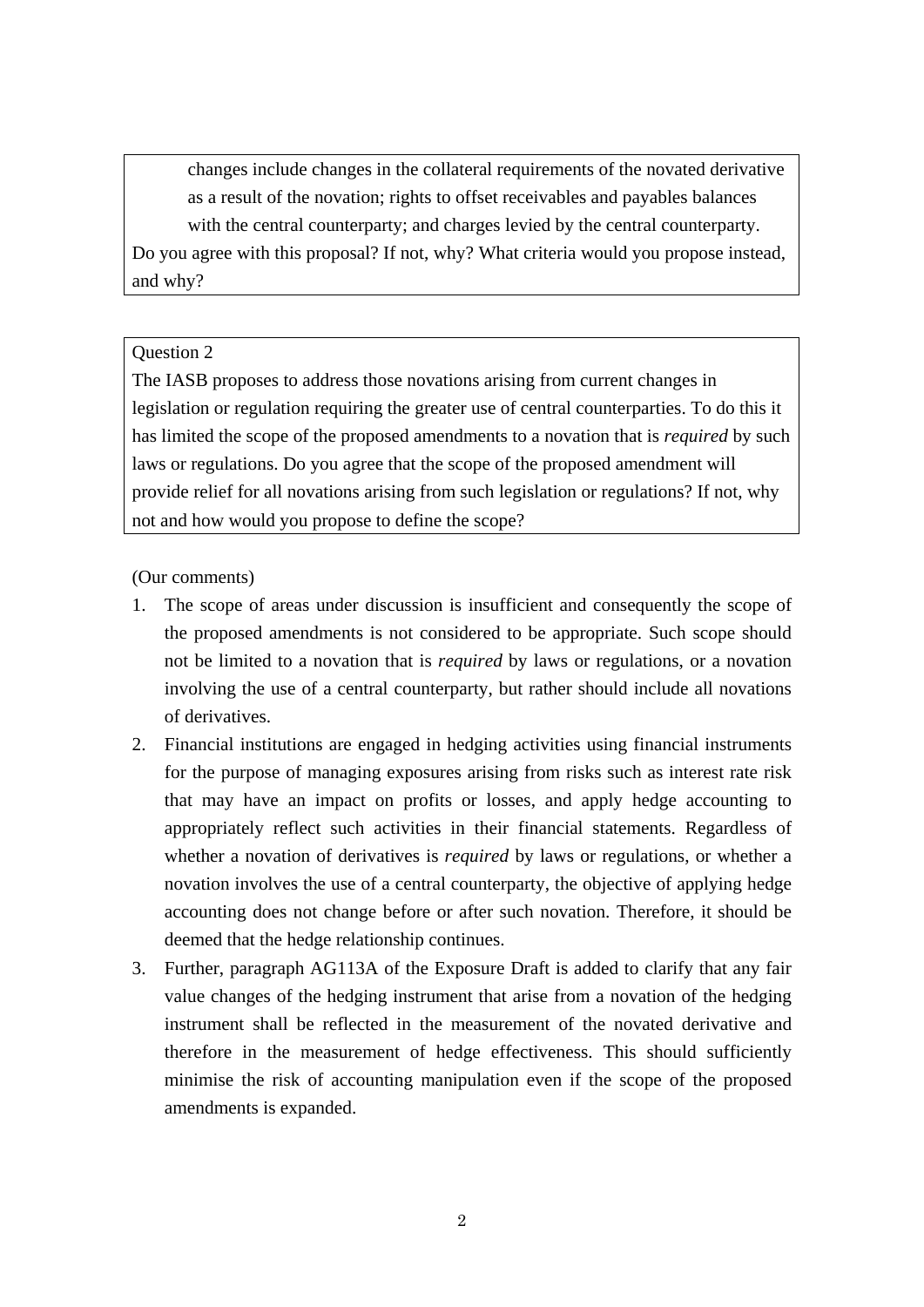changes include changes in the collateral requirements of the novated derivative as a result of the novation; rights to offset receivables and payables balances with the central counterparty; and charges levied by the central counterparty.

Do you agree with this proposal? If not, why? What criteria would you propose instead, and why?

Question 2

The IASB proposes to address those novations arising from current changes in legislation or regulation requiring the greater use of central counterparties. To do this it has limited the scope of the proposed amendments to a novation that is *required* by such laws or regulations. Do you agree that the scope of the proposed amendment will provide relief for all novations arising from such legislation or regulations? If not, why not and how would you propose to define the scope?

(Our comments)

1. The scope of areas under discussion is insufficient and consequently the scope of the proposed amendments is not considered to be appropriate. Such scope should not be limited to a novation that is *required* by laws or regulations, or a novation involving the use of a central counterparty, but rather should include all novations of derivatives.
2. Financial institutions are engaged in hedging activities using financial instruments for the purpose of managing exposures arising from risks such as interest rate risk that may have an impact on profits or losses, and apply hedge accounting to appropriately reflect such activities in their financial statements. Regardless of whether a novation of derivatives is *required* by laws or regulations, or whether a novation involves the use of a central counterparty, the objective of applying hedge accounting does not change before or after such novation. Therefore, it should be deemed that the hedge relationship continues.
3. Further, paragraph AG113A of the Exposure Draft is added to clarify that any fair value changes of the hedging instrument that arise from a novation of the hedging instrument shall be reflected in the measurement of the novated derivative and therefore in the measurement of hedge effectiveness. This should sufficiently minimise the risk of accounting manipulation even if the scope of the proposed amendments is expanded.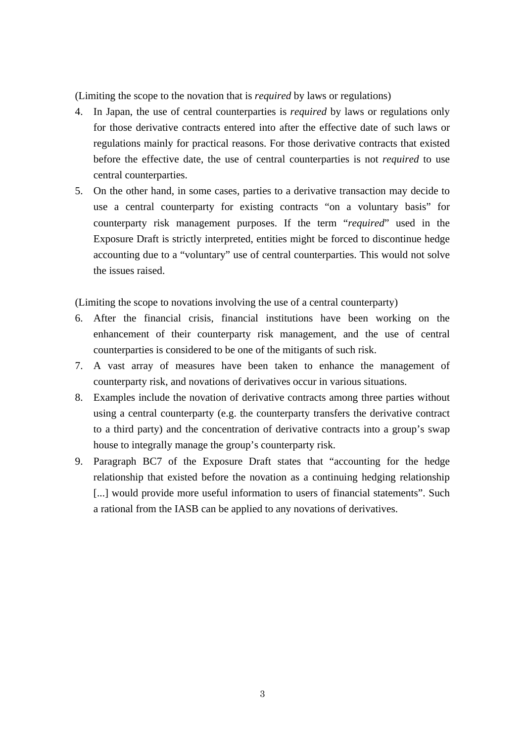(Limiting the scope to the novation that is *required* by laws or regulations)

4. In Japan, the use of central counterparties is *required* by laws or regulations only for those derivative contracts entered into after the effective date of such laws or regulations mainly for practical reasons. For those derivative contracts that existed before the effective date, the use of central counterparties is not *required* to use central counterparties.
5. On the other hand, in some cases, parties to a derivative transaction may decide to use a central counterparty for existing contracts "on a voluntary basis" for counterparty risk management purposes. If the term "*required*" used in the Exposure Draft is strictly interpreted, entities might be forced to discontinue hedge accounting due to a "voluntary" use of central counterparties. This would not solve the issues raised.

(Limiting the scope to novations involving the use of a central counterparty)

6. After the financial crisis, financial institutions have been working on the enhancement of their counterparty risk management, and the use of central counterparties is considered to be one of the mitigants of such risk.
7. A vast array of measures have been taken to enhance the management of counterparty risk, and novations of derivatives occur in various situations.
8. Examples include the novation of derivative contracts among three parties without using a central counterparty (e.g. the counterparty transfers the derivative contract to a third party) and the concentration of derivative contracts into a group's swap house to integrally manage the group's counterparty risk.
9. Paragraph BC7 of the Exposure Draft states that "accounting for the hedge relationship that existed before the novation as a continuing hedging relationship [...] would provide more useful information to users of financial statements". Such a rational from the IASB can be applied to any novations of derivatives.